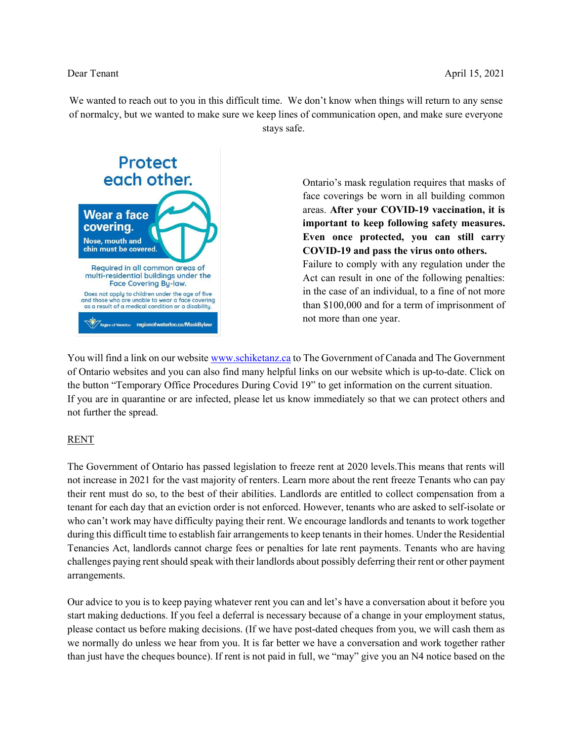Dear Tenant

April 15, 2021

We wanted to reach out to you in this difficult time. We don't know when things will return to any sense of normalcy, but we wanted to make sure we keep lines of communication open, and make sure everyone stays safe.

Protect each other.

**Wear a face covering.**

Nose, mouth and chin must be covered.

Required in all common areas of multi-residential buildings under the Face Covering By-law.

Does not apply to children under the age of five and those who are unable to wear a face covering as a result of a medical condition or a disability.

Region of Waterloo regionofwaterloo.ca/MaskBylaw

Ontario's mask regulation requires that masks of face coverings be worn in all building common areas. **After your COVID-19 vaccination, it is important to keep following safety measures. Even once protected, you can still carry COVID-19 and pass the virus onto others.**

Failure to comply with any regulation under the Act can result in one of the following penalties: in the case of an individual, to a fine of not more than $100,000 and for a term of imprisonment of not more than one year.

You will find a link on our website [www.schiketanz.ca](http://www.schiketanz.ca) to The Government of Canada and The Government of Ontario websites and you can also find many helpful links on our website which is up-to-date. Click on the button "Temporary Office Procedures During Covid 19" to get information on the current situation.

If you are in quarantine or are infected, please let us know immediately so that we can protect others and not further the spread.

## RENT

The Government of Ontario has passed legislation to freeze rent at 2020 levels.This means that rents will not increase in 2021 for the vast majority of renters. Learn more about the rent freeze Tenants who can pay their rent must do so, to the best of their abilities. Landlords are entitled to collect compensation from a tenant for each day that an eviction order is not enforced. However, tenants who are asked to self-isolate or who can't work may have difficulty paying their rent. We encourage landlords and tenants to work together during this difficult time to establish fair arrangements to keep tenants in their homes. Under the Residential Tenancies Act, landlords cannot charge fees or penalties for late rent payments. Tenants who are having challenges paying rent should speak with their landlords about possibly deferring their rent or other payment arrangements.

Our advice to you is to keep paying whatever rent you can and let's have a conversation about it before you start making deductions. If you feel a deferral is necessary because of a change in your employment status, please contact us before making decisions. (If we have post-dated cheques from you, we will cash them as we normally do unless we hear from you. It is far better we have a conversation and work together rather than just have the cheques bounce). If rent is not paid in full, we "may" give you an N4 notice based on the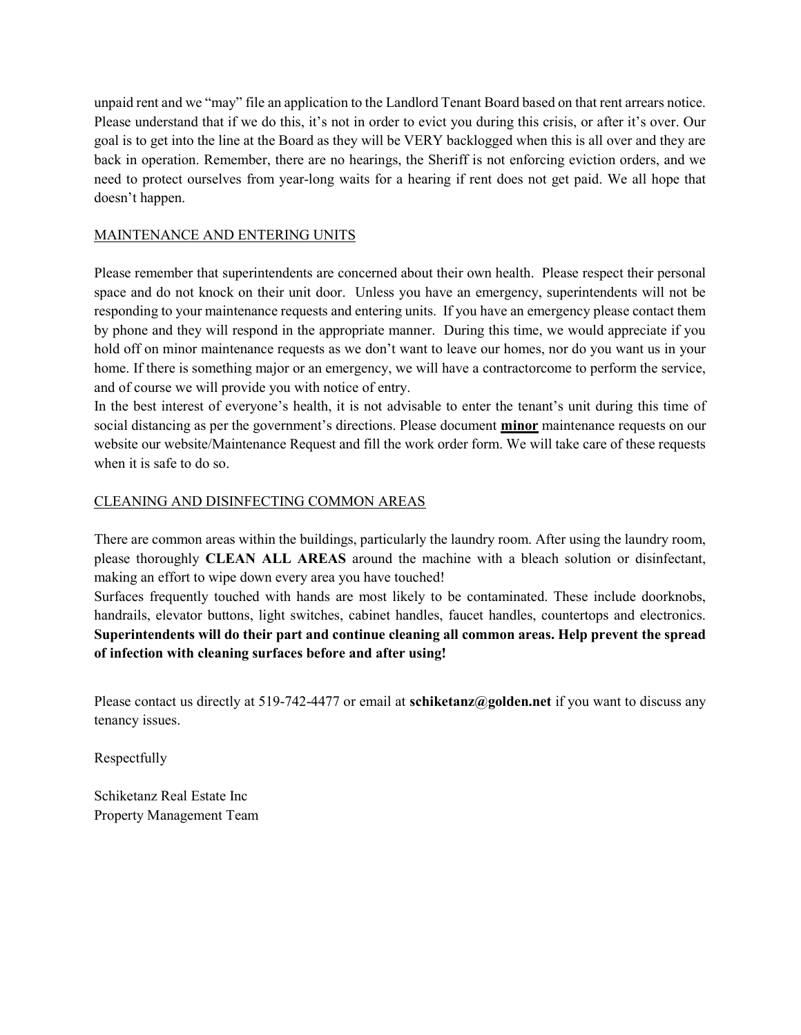unpaid rent and we "may" file an application to the Landlord Tenant Board based on that rent arrears notice. Please understand that if we do this, it's not in order to evict you during this crisis, or after it's over. Our goal is to get into the line at the Board as they will be VERY backlogged when this is all over and they are back in operation. Remember, there are no hearings, the Sheriff is not enforcing eviction orders, and we need to protect ourselves from year-long waits for a hearing if rent does not get paid. We all hope that doesn't happen.

## MAINTENANCE AND ENTERING UNITS

Please remember that superintendents are concerned about their own health. Please respect their personal space and do not knock on their unit door. Unless you have an emergency, superintendents will not be responding to your maintenance requests and entering units. If you have an emergency please contact them by phone and they will respond in the appropriate manner. During this time, we would appreciate if you hold off on minor maintenance requests as we don't want to leave our homes, nor do you want us in your home. If there is something major or an emergency, we will have a contractorcome to perform the service, and of course we will provide you with notice of entry.

In the best interest of everyone's health, it is not advisable to enter the tenant's unit during this time of social distancing as per the government's directions. Please document **minor** maintenance requests on our website our website/Maintenance Request and fill the work order form. We will take care of these requests when it is safe to do so.

## CLEANING AND DISINFECTING COMMON AREAS

There are common areas within the buildings, particularly the laundry room. After using the laundry room, please thoroughly **CLEAN ALL AREAS** around the machine with a bleach solution or disinfectant, making an effort to wipe down every area you have touched!

Surfaces frequently touched with hands are most likely to be contaminated. These include doorknobs, handrails, elevator buttons, light switches, cabinet handles, faucet handles, countertops and electronics. **Superintendents will do their part and continue cleaning all common areas. Help prevent the spread of infection with cleaning surfaces before and after using!**

Please contact us directly at 519-742-4477 or email at **schiketanz@golden.net** if you want to discuss any tenancy issues.

Respectfully

Schiketanz Real Estate Inc
Property Management Team